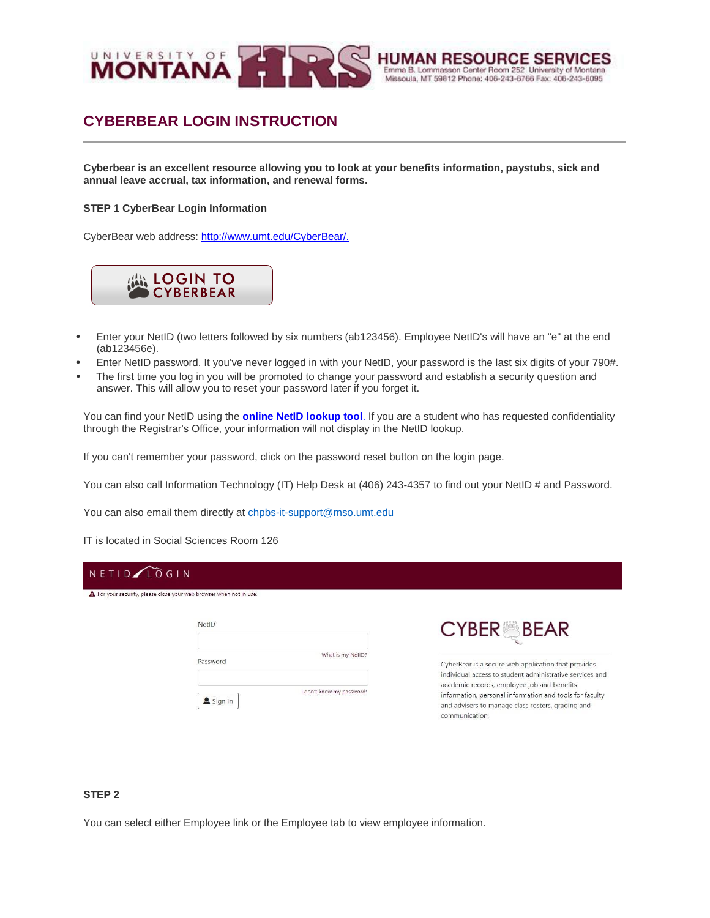# CYBERBEAR LOGIN INSTRUCTION

**Cyberbear is an excellent resource allowing you to look at your benefits information, paystubs, sick and annual leave accrual, tax information, and renewal forms.**

**STEP 1 CyberBear Login Information**

CyberBear web address: http://www.umt.edu/CyberBear/.

- Enter your NetID (two letters followed by six numbers (ab123456). Employee NetID's will have an "e" at the end (ab123456e).
- Enter NetID password. It you've never logged in with your NetID, your password is the last six digits of your 790#.
- The first time you log in you will be promoted to change your password and establish a security question and answer. This will allow you to reset your password later if you forget it.

You can find your NetID using the **online NetID lookup tool**. If you are a student who has requested confidentiality through the Registrar's Office, your information will not display in the NetID lookup.

If you can't remember your password, click on the password reset button on the login page.

You can also call Information Technology (IT) Help Desk at (406) 243-4357 to find out your NetID # and Password.

You can also email them directly at chpbs-it-support@mso.umt.edu

IT is located in Social Sciences Room 126

**STEP 2**

You can select either Employee link or the Employee tab to view employee information.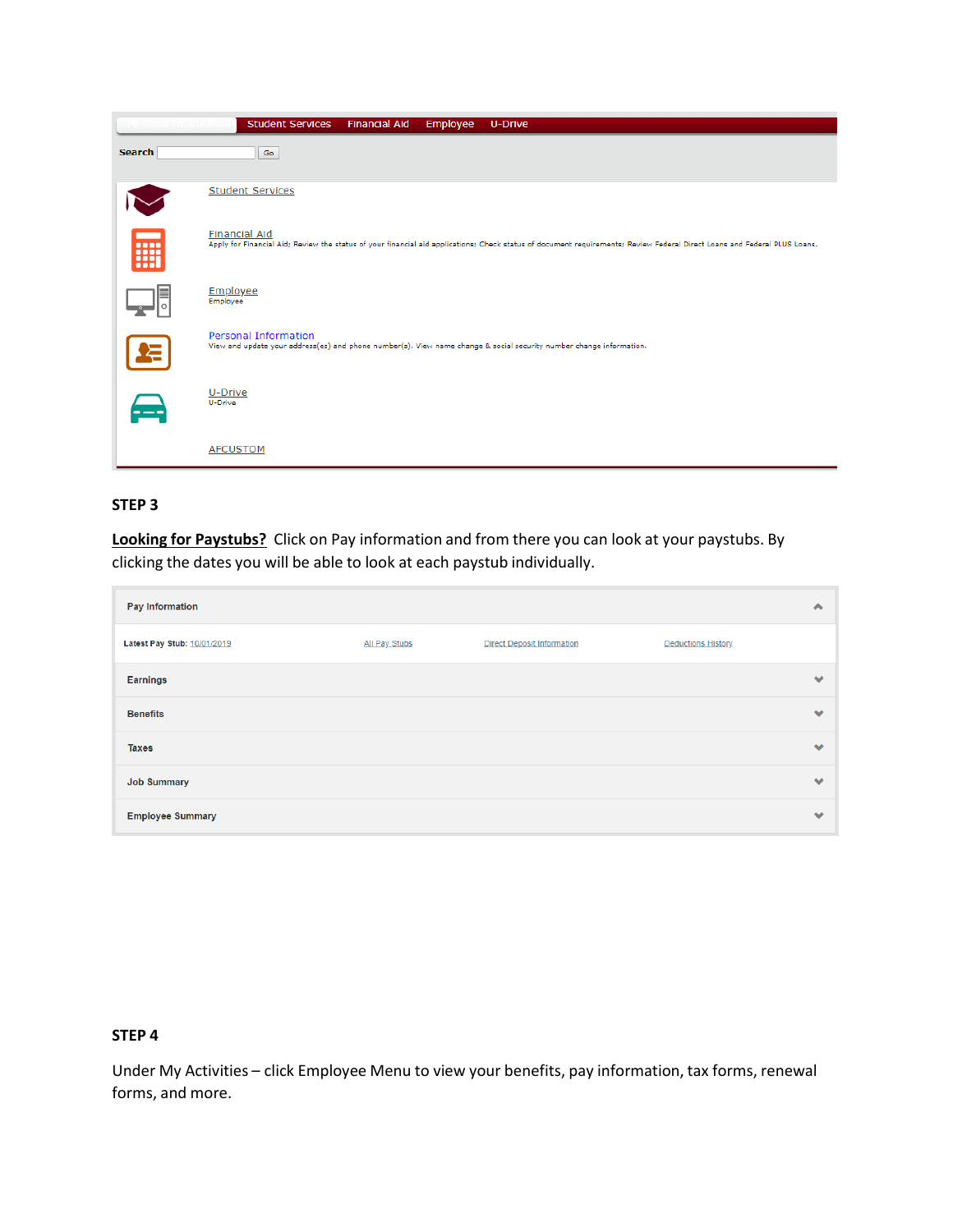Student Services | Financial Aid | Employee | U-Drive

Search [ ] Go

Student Services

Financial Aid
Apply for Financial Aid; Review the status of your financial aid applications; Check status of document requirements; Review Federal Direct Loans and Federal PLUS Loans.

Employee
Employee

Personal Information
View and update your address(es) and phone number(s). View name change & social security number change information.

U-Drive
U-Drive

AFCUSTOM

**STEP 3**

**Looking for Paystubs?** Click on Pay information and from there you can look at your paystubs. By clicking the dates you will be able to look at each paystub individually.

Pay Information

Latest Pay Stub: 10/01/2019 | All Pay Stubs | Direct Deposit Information | Deductions History

Earnings

Benefits

Taxes

Job Summary

Employee Summary

**STEP 4**

Under My Activities – click Employee Menu to view your benefits, pay information, tax forms, renewal forms, and more.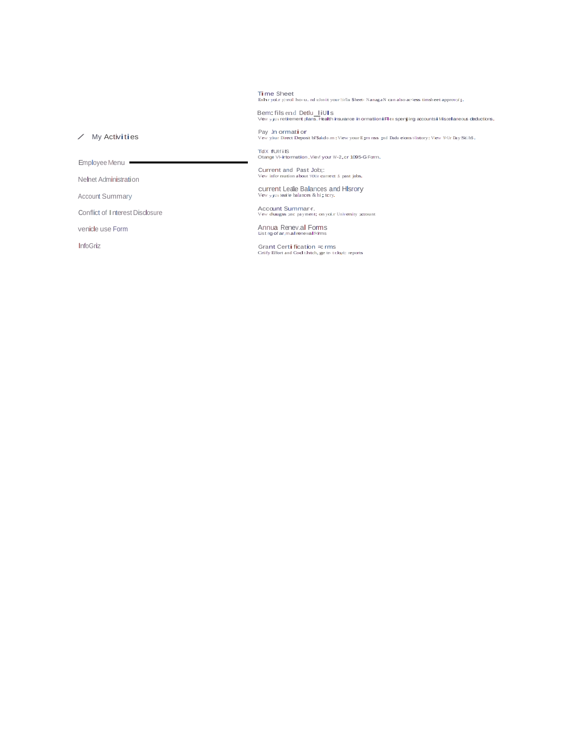## My Activities

- Employee Menu
- Nelnet Administration
- Account Summary
- Conflict of Interest Disclosure
- venicle use Form
- InfoGriz

**Time Sheet**
Enlhr yol.r p|sroll ho-u. nd tclon-it your lirTo Sheet- NanagaN can also ac<ess timsheet approva|;.

**Bem: fils end Detlu_liUls**
Vew y.jUi retirement plans. Health insurance in ormation iFl-ex spenjirg accounts iMiscellaneous deductions.

**Pay Jn ormatiior**
Vew yhur Direct Deposit bl'$akdo m: View your E;rn nss ;nd Dadu eions Iistory: View Y>Ur Day Sti.lh$.

**TdX fUlfilS**
Otange Vl-irtormation, Vievf your W-2, cr 1095-G Form.

**Current and Past Job;:**
Vew info-mution about YOUr current S past jobs.

**current Leale Balances and Hlsrory**
Vew y.jUi feal'e balances & hi; tcry.

**Account Summar-r.**
Vew duugss ;anc payment; on yol.r University account

**Annua Renev.al Forms**
List ng of ar.m.al renewal f<rms

**Grant Certification =c rms**
Crtify Effort and Cocl t.htch, ge te- t:rJo,i:: reports